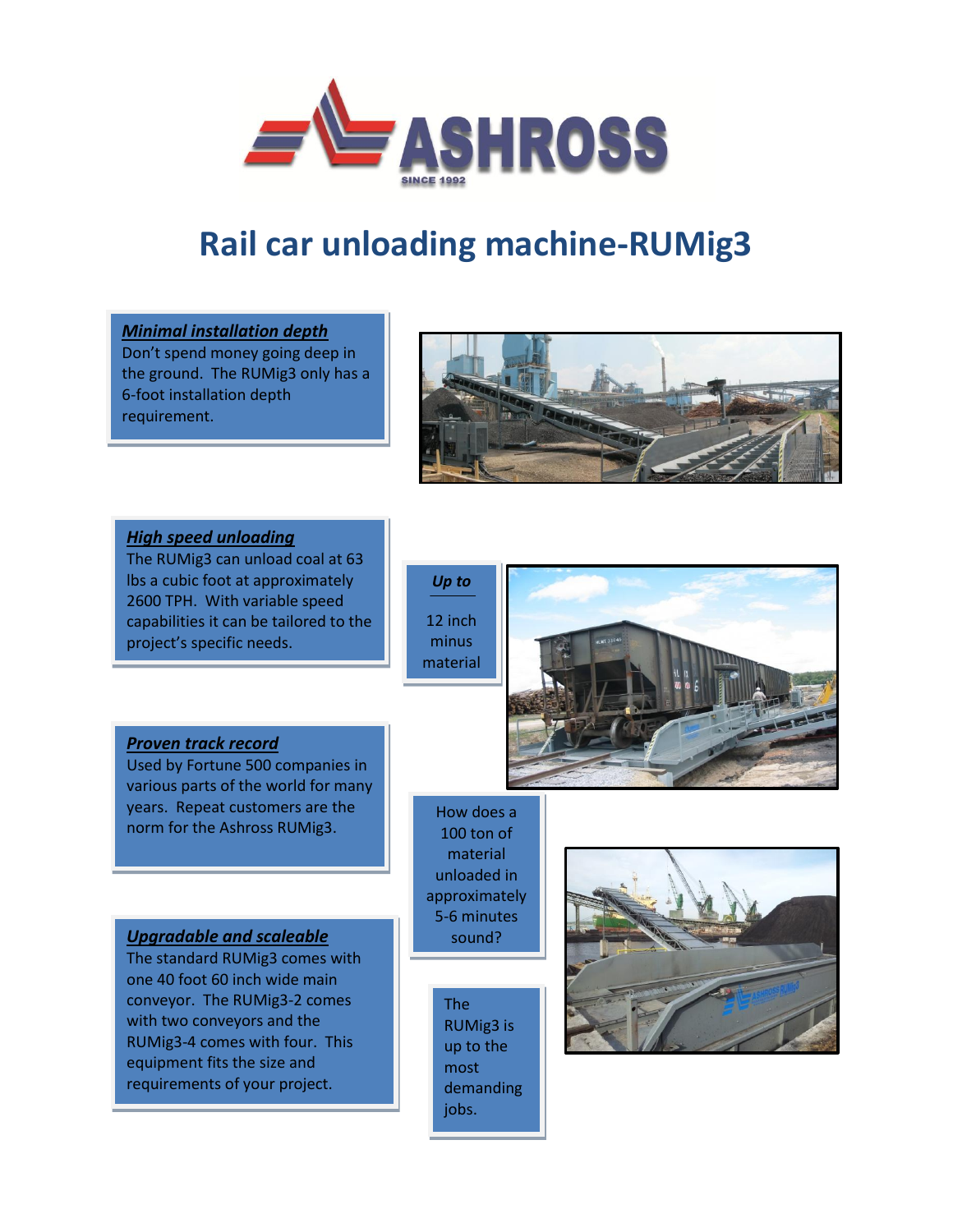# Rail car unloading machine-RUMig3

## ***Minimal installation depth***

Don't spend money going deep in the ground. The RUMig3 only has a 6-foot installation depth requirement.

## ***High speed unloading***

The RUMig3 can unload coal at 63 lbs a cubic foot at approximately 2600 TPH. With variable speed capabilities it can be tailored to the project's specific needs.

***Up to***

12 inch minus material

## ***Proven track record***

Used by Fortune 500 companies in various parts of the world for many years. Repeat customers are the norm for the Ashross RUMig3.

How does a 100 ton of material unloaded in approximately 5-6 minutes sound?

## ***Upgradable and scaleable***

The standard RUMig3 comes with one 40 foot 60 inch wide main conveyor. The RUMig3-2 comes with two conveyors and the RUMig3-4 comes with four. This equipment fits the size and requirements of your project.

The RUMig3 is up to the most demanding jobs.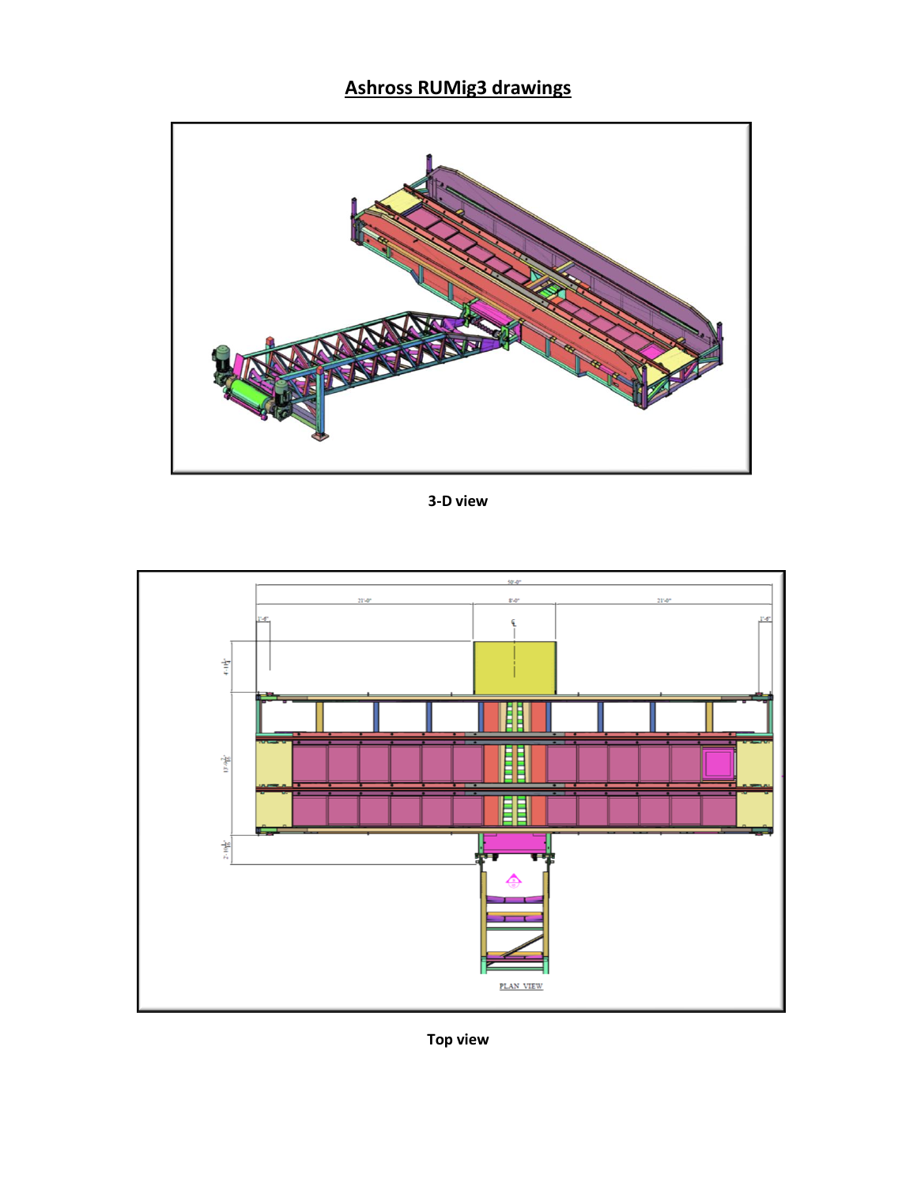# Ashross RUMig3 drawings

**3-D view**

**Top view**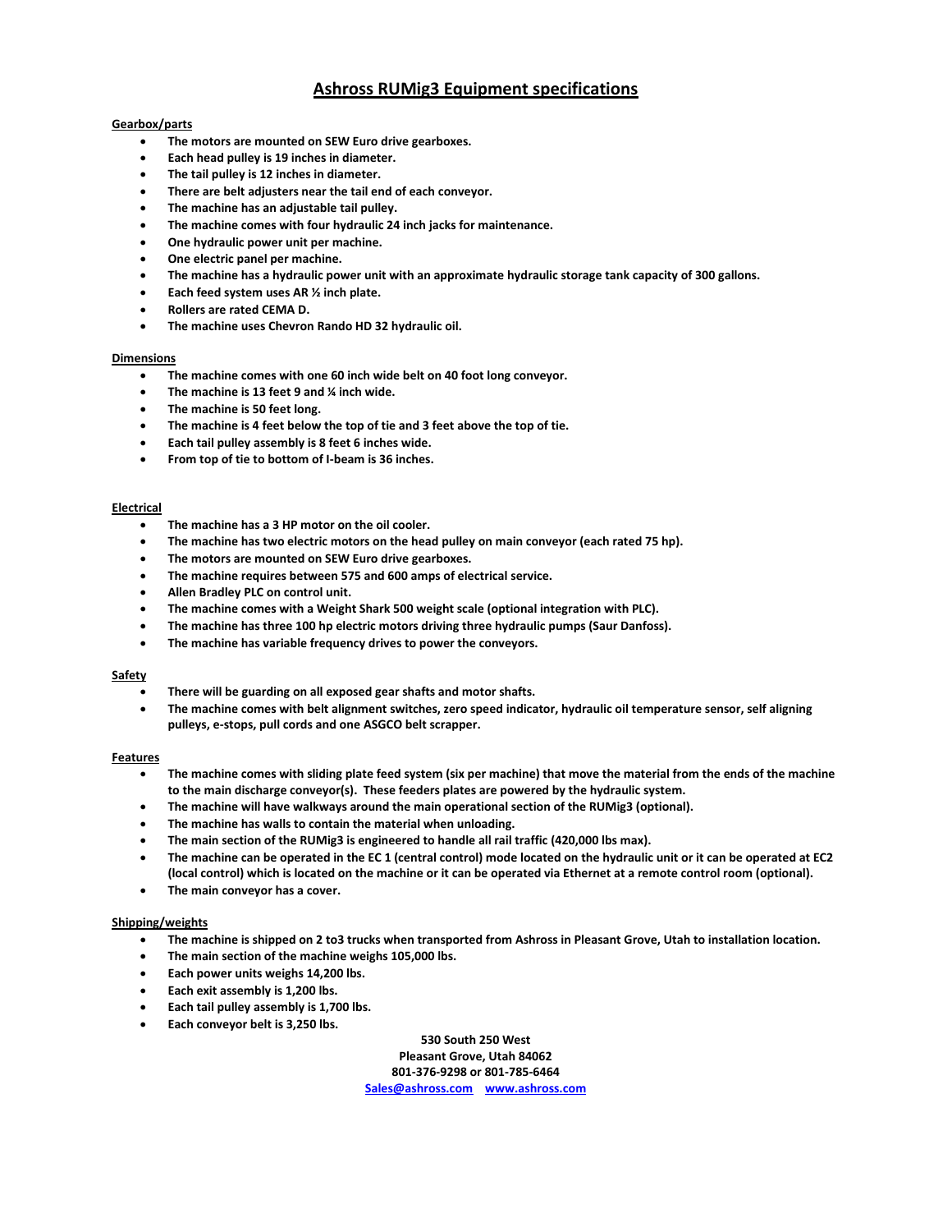# Ashross RUMig3 Equipment specifications

## Gearbox/parts

- **The motors are mounted on SEW Euro drive gearboxes.**
- **Each head pulley is 19 inches in diameter.**
- **The tail pulley is 12 inches in diameter.**
- **There are belt adjusters near the tail end of each conveyor.**
- **The machine has an adjustable tail pulley.**
- **The machine comes with four hydraulic 24 inch jacks for maintenance.**
- **One hydraulic power unit per machine.**
- **One electric panel per machine.**
- **The machine has a hydraulic power unit with an approximate hydraulic storage tank capacity of 300 gallons.**
- **Each feed system uses AR ½ inch plate.**
- **Rollers are rated CEMA D.**
- **The machine uses Chevron Rando HD 32 hydraulic oil.**

## Dimensions

- **The machine comes with one 60 inch wide belt on 40 foot long conveyor.**
- **The machine is 13 feet 9 and ¼ inch wide.**
- **The machine is 50 feet long.**
- **The machine is 4 feet below the top of tie and 3 feet above the top of tie.**
- **Each tail pulley assembly is 8 feet 6 inches wide.**
- **From top of tie to bottom of I-beam is 36 inches.**

## Electrical

- **The machine has a 3 HP motor on the oil cooler.**
- **The machine has two electric motors on the head pulley on main conveyor (each rated 75 hp).**
- **The motors are mounted on SEW Euro drive gearboxes.**
- **The machine requires between 575 and 600 amps of electrical service.**
- **Allen Bradley PLC on control unit.**
- **The machine comes with a Weight Shark 500 weight scale (optional integration with PLC).**
- **The machine has three 100 hp electric motors driving three hydraulic pumps (Saur Danfoss).**
- **The machine has variable frequency drives to power the conveyors.**

## Safety

- **There will be guarding on all exposed gear shafts and motor shafts.**
- **The machine comes with belt alignment switches, zero speed indicator, hydraulic oil temperature sensor, self aligning pulleys, e-stops, pull cords and one ASGCO belt scrapper.**

## Features

- **The machine comes with sliding plate feed system (six per machine) that move the material from the ends of the machine to the main discharge conveyor(s). These feeders plates are powered by the hydraulic system.**
- **The machine will have walkways around the main operational section of the RUMig3 (optional).**
- **The machine has walls to contain the material when unloading.**
- **The main section of the RUMig3 is engineered to handle all rail traffic (420,000 lbs max).**
- **The machine can be operated in the EC 1 (central control) mode located on the hydraulic unit or it can be operated at EC2 (local control) which is located on the machine or it can be operated via Ethernet at a remote control room (optional).**
- **The main conveyor has a cover.**

## Shipping/weights

- **The machine is shipped on 2 to3 trucks when transported from Ashross in Pleasant Grove, Utah to installation location.**
- **The main section of the machine weighs 105,000 lbs.**
- **Each power units weighs 14,200 lbs.**
- **Each exit assembly is 1,200 lbs.**
- **Each tail pulley assembly is 1,700 lbs.**
- **Each conveyor belt is 3,250 lbs.**

**530 South 250 West**
**Pleasant Grove, Utah 84062**
**801-376-9298 or 801-785-6464**
**Sales@ashross.com www.ashross.com**